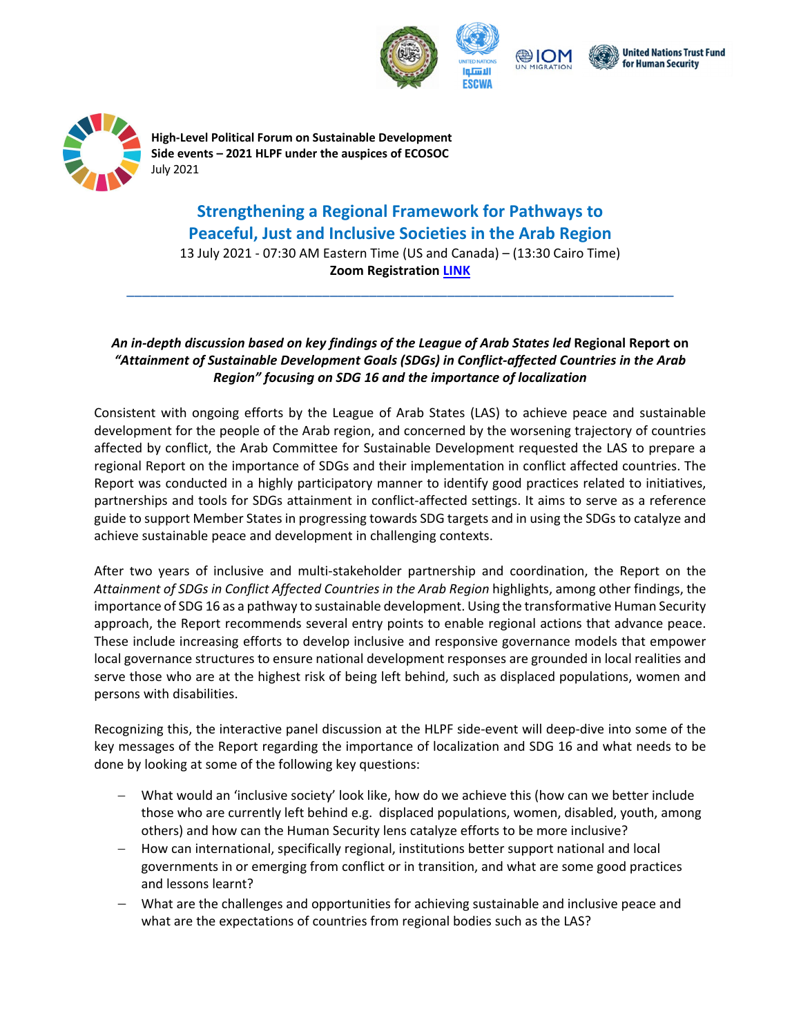United Nations Trust Fund for Human Security

**High-Level Political Forum on Sustainable Development**
**Side events – 2021 HLPF under the auspices of ECOSOC**
July 2021

# Strengthening a Regional Framework for Pathways to Peaceful, Just and Inclusive Societies in the Arab Region

13 July 2021 - 07:30 AM Eastern Time (US and Canada) – (13:30 Cairo Time)
**Zoom Registration LINK**

---

***An in-depth discussion based on key findings of the League of Arab States led* Regional Report on *"Attainment of Sustainable Development Goals (SDGs) in Conflict-affected Countries in the Arab Region" focusing on SDG 16 and the importance of localization***

Consistent with ongoing efforts by the League of Arab States (LAS) to achieve peace and sustainable development for the people of the Arab region, and concerned by the worsening trajectory of countries affected by conflict, the Arab Committee for Sustainable Development requested the LAS to prepare a regional Report on the importance of SDGs and their implementation in conflict affected countries. The Report was conducted in a highly participatory manner to identify good practices related to initiatives, partnerships and tools for SDGs attainment in conflict-affected settings. It aims to serve as a reference guide to support Member States in progressing towards SDG targets and in using the SDGs to catalyze and achieve sustainable peace and development in challenging contexts.

After two years of inclusive and multi-stakeholder partnership and coordination, the Report on the *Attainment of SDGs in Conflict Affected Countries in the Arab Region* highlights, among other findings, the importance of SDG 16 as a pathway to sustainable development. Using the transformative Human Security approach, the Report recommends several entry points to enable regional actions that advance peace. These include increasing efforts to develop inclusive and responsive governance models that empower local governance structures to ensure national development responses are grounded in local realities and serve those who are at the highest risk of being left behind, such as displaced populations, women and persons with disabilities.

Recognizing this, the interactive panel discussion at the HLPF side-event will deep-dive into some of the key messages of the Report regarding the importance of localization and SDG 16 and what needs to be done by looking at some of the following key questions:

- What would an 'inclusive society' look like, how do we achieve this (how can we better include those who are currently left behind e.g. displaced populations, women, disabled, youth, among others) and how can the Human Security lens catalyze efforts to be more inclusive?
- How can international, specifically regional, institutions better support national and local governments in or emerging from conflict or in transition, and what are some good practices and lessons learnt?
- What are the challenges and opportunities for achieving sustainable and inclusive peace and what are the expectations of countries from regional bodies such as the LAS?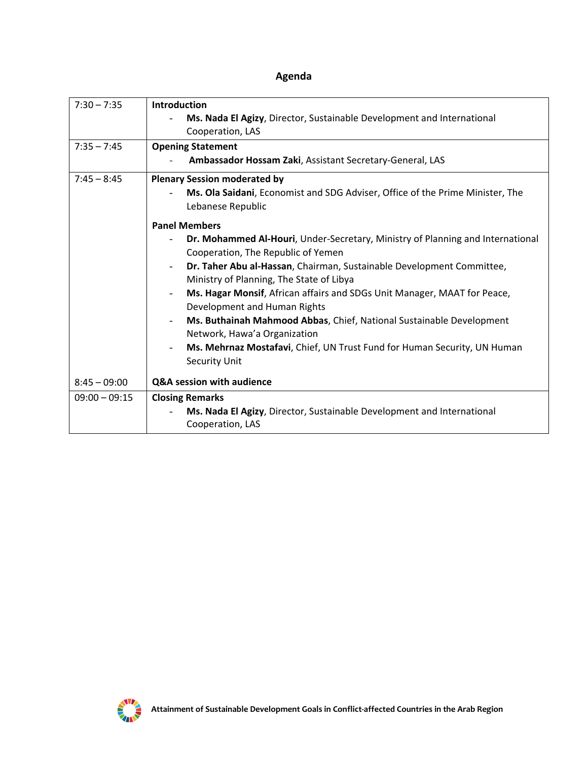## Agenda

| | |
|---|---|
| 7:30 – 7:35 | **Introduction**<br>- **Ms. Nada El Agizy**, Director, Sustainable Development and International Cooperation, LAS |
| 7:35 – 7:45 | **Opening Statement**<br>- **Ambassador Hossam Zaki**, Assistant Secretary-General, LAS |
| 7:45 – 8:45 | **Plenary Session moderated by**<br>- **Ms. Ola Saidani**, Economist and SDG Adviser, Office of the Prime Minister, The Lebanese Republic<br><br>**Panel Members**<br>- **Dr. Mohammed Al-Houri**, Under-Secretary, Ministry of Planning and International Cooperation, The Republic of Yemen<br>- **Dr. Taher Abu al-Hassan**, Chairman, Sustainable Development Committee, Ministry of Planning, The State of Libya<br>- **Ms. Hagar Monsif**, African affairs and SDGs Unit Manager, MAAT for Peace, Development and Human Rights<br>- **Ms. Buthainah Mahmood Abbas**, Chief, National Sustainable Development Network, Hawa'a Organization<br>- **Ms. Mehrnaz Mostafavi**, Chief, UN Trust Fund for Human Security, UN Human Security Unit |
| 8:45 – 09:00 | **Q&A session with audience** |
| 09:00 – 09:15 | **Closing Remarks**<br>- **Ms. Nada El Agizy**, Director, Sustainable Development and International Cooperation, LAS |

**Attainment of Sustainable Development Goals in Conflict-affected Countries in the Arab Region**